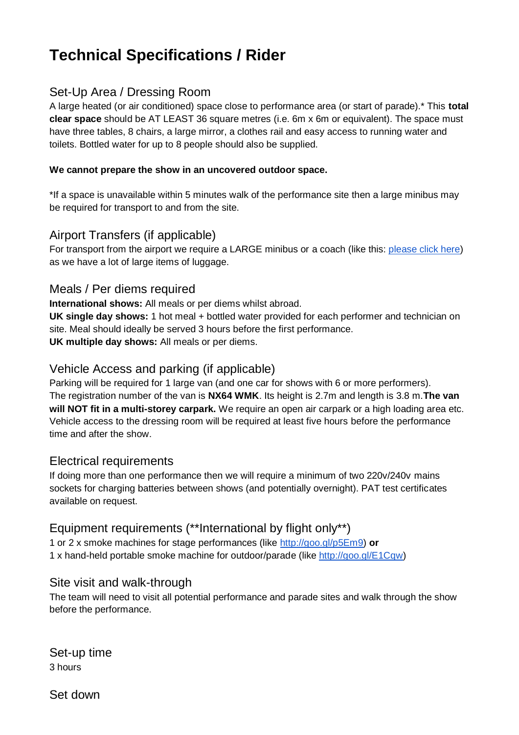# Technical Specifications / Rider

## Set-Up Area / Dressing Room

A large heated (or air conditioned) space close to performance area (or start of parade).* This **total clear space** should be AT LEAST 36 square metres (i.e. 6m x 6m or equivalent). The space must have three tables, 8 chairs, a large mirror, a clothes rail and easy access to running water and toilets. Bottled water for up to 8 people should also be supplied.

**We cannot prepare the show in an uncovered outdoor space.**

*If a space is unavailable within 5 minutes walk of the performance site then a large minibus may be required for transport to and from the site.

## Airport Transfers (if applicable)

For transport from the airport we require a LARGE minibus or a coach (like this: please click here) as we have a lot of large items of luggage.

## Meals / Per diems required

**International shows:** All meals or per diems whilst abroad.
**UK single day shows:** 1 hot meal + bottled water provided for each performer and technician on site. Meal should ideally be served 3 hours before the first performance.
**UK multiple day shows:** All meals or per diems.

## Vehicle Access and parking (if applicable)

Parking will be required for 1 large van (and one car for shows with 6 or more performers).
The registration number of the van is **NX64 WMK**. Its height is 2.7m and length is 3.8 m.**The van will NOT fit in a multi-storey carpark.** We require an open air carpark or a high loading area etc. Vehicle access to the dressing room will be required at least five hours before the performance time and after the show.

## Electrical requirements

If doing more than one performance then we will require a minimum of two 220v/240v mains sockets for charging batteries between shows (and potentially overnight). PAT test certificates available on request.

## Equipment requirements (**International by flight only**)

1 or 2 x smoke machines for stage performances (like http://goo.gl/p5Em9) **or**
1 x hand-held portable smoke machine for outdoor/parade (like http://goo.gl/E1Cqw)

## Site visit and walk-through

The team will need to visit all potential performance and parade sites and walk through the show before the performance.

## Set-up time

3 hours

## Set down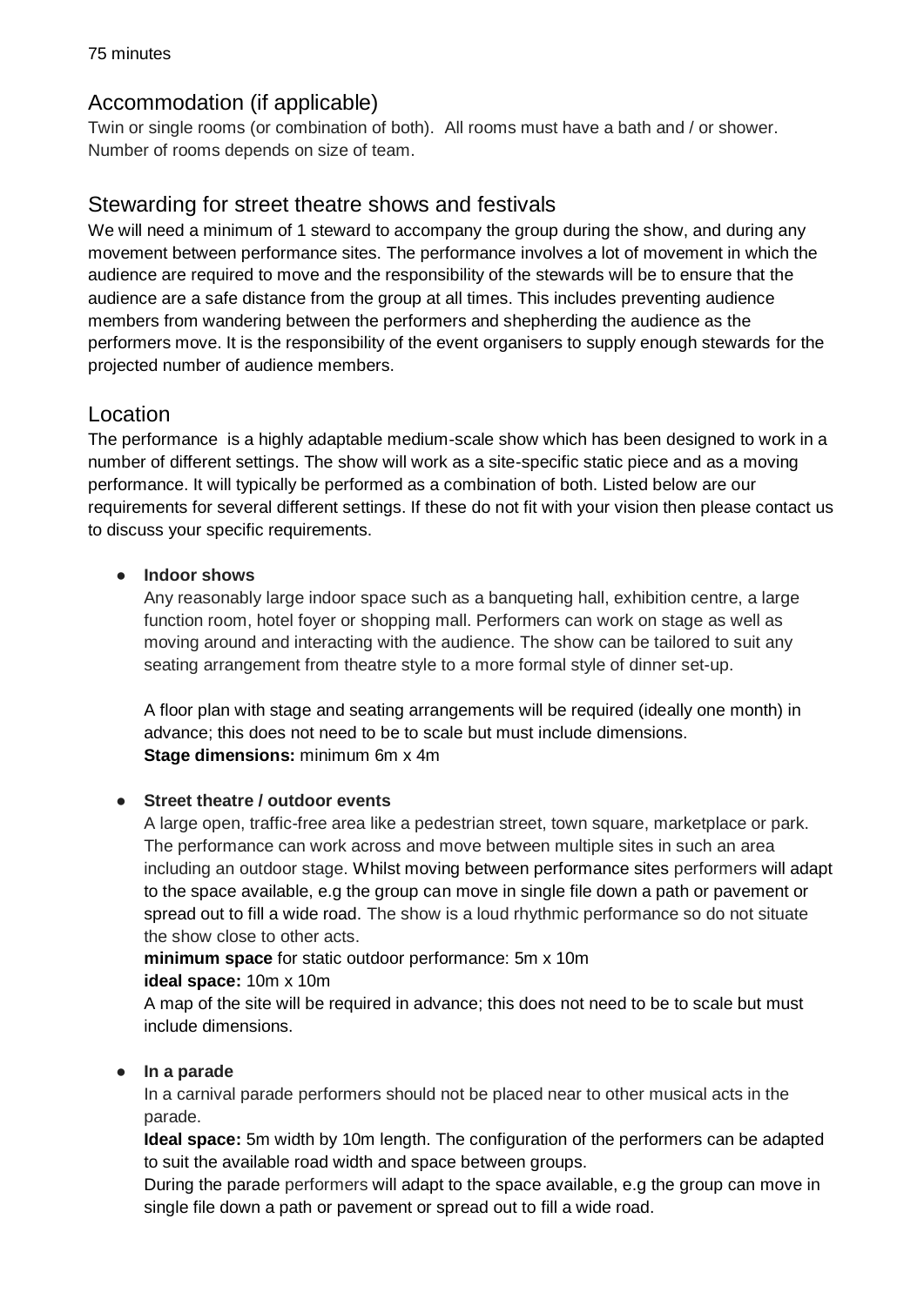75 minutes

## Accommodation (if applicable)

Twin or single rooms (or combination of both). All rooms must have a bath and / or shower. Number of rooms depends on size of team.

## Stewarding for street theatre shows and festivals

We will need a minimum of 1 steward to accompany the group during the show, and during any movement between performance sites. The performance involves a lot of movement in which the audience are required to move and the responsibility of the stewards will be to ensure that the audience are a safe distance from the group at all times. This includes preventing audience members from wandering between the performers and shepherding the audience as the performers move. It is the responsibility of the event organisers to supply enough stewards for the projected number of audience members.

## Location

The performance is a highly adaptable medium-scale show which has been designed to work in a number of different settings. The show will work as a site-specific static piece and as a moving performance. It will typically be performed as a combination of both. Listed below are our requirements for several different settings. If these do not fit with your vision then please contact us to discuss your specific requirements.

- **Indoor shows**

  Any reasonably large indoor space such as a banqueting hall, exhibition centre, a large function room, hotel foyer or shopping mall. Performers can work on stage as well as moving around and interacting with the audience. The show can be tailored to suit any seating arrangement from theatre style to a more formal style of dinner set-up.

  A floor plan with stage and seating arrangements will be required (ideally one month) in advance; this does not need to be to scale but must include dimensions.
  **Stage dimensions:** minimum 6m x 4m

- **Street theatre / outdoor events**

  A large open, traffic-free area like a pedestrian street, town square, marketplace or park. The performance can work across and move between multiple sites in such an area including an outdoor stage. Whilst moving between performance sites performers will adapt to the space available, e.g the group can move in single file down a path or pavement or spread out to fill a wide road. The show is a loud rhythmic performance so do not situate the show close to other acts.

  **minimum space** for static outdoor performance: 5m x 10m
  **ideal space:** 10m x 10m
  A map of the site will be required in advance; this does not need to be to scale but must include dimensions.

- **In a parade**

  In a carnival parade performers should not be placed near to other musical acts in the parade.

  **Ideal space:** 5m width by 10m length. The configuration of the performers can be adapted to suit the available road width and space between groups.
  During the parade performers will adapt to the space available, e.g the group can move in single file down a path or pavement or spread out to fill a wide road.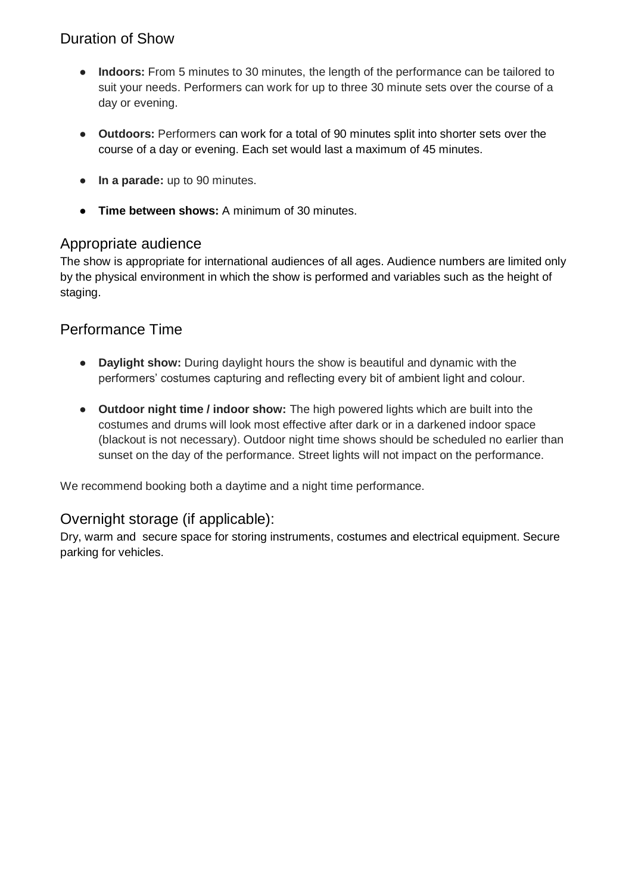## Duration of Show

- **Indoors:** From 5 minutes to 30 minutes, the length of the performance can be tailored to suit your needs. Performers can work for up to three 30 minute sets over the course of a day or evening.
- **Outdoors:** Performers can work for a total of 90 minutes split into shorter sets over the course of a day or evening. Each set would last a maximum of 45 minutes.
- **In a parade:** up to 90 minutes.
- **Time between shows:** A minimum of 30 minutes.

## Appropriate audience

The show is appropriate for international audiences of all ages. Audience numbers are limited only by the physical environment in which the show is performed and variables such as the height of staging.

## Performance Time

- **Daylight show:** During daylight hours the show is beautiful and dynamic with the performers' costumes capturing and reflecting every bit of ambient light and colour.
- **Outdoor night time / indoor show:** The high powered lights which are built into the costumes and drums will look most effective after dark or in a darkened indoor space (blackout is not necessary). Outdoor night time shows should be scheduled no earlier than sunset on the day of the performance. Street lights will not impact on the performance.

We recommend booking both a daytime and a night time performance.

## Overnight storage (if applicable):

Dry, warm and secure space for storing instruments, costumes and electrical equipment. Secure parking for vehicles.